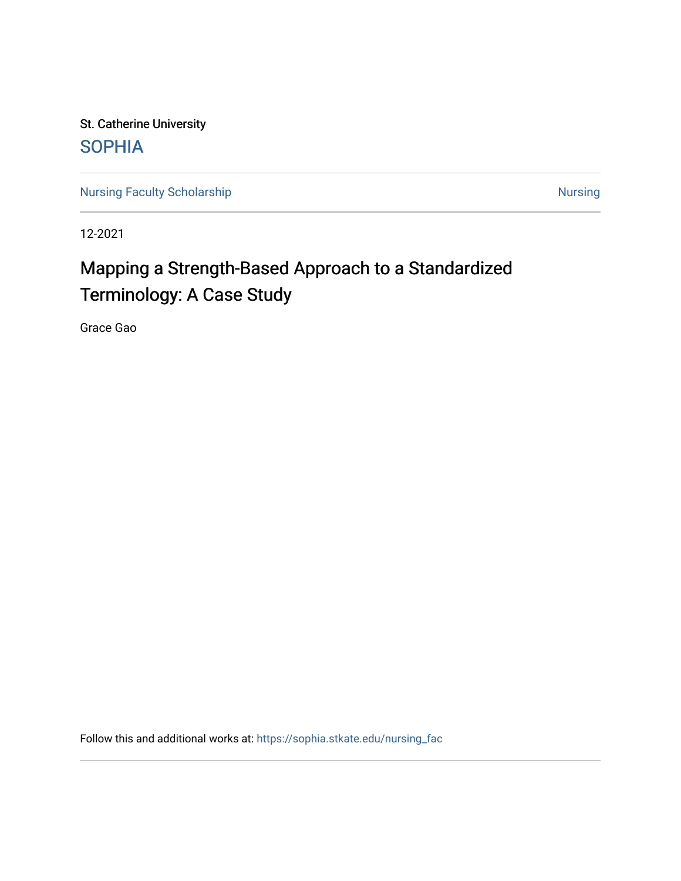St. Catherine University

SOPHIA

Nursing Faculty Scholarship | Nursing

12-2021

# Mapping a Strength-Based Approach to a Standardized Terminology: A Case Study

Grace Gao

Follow this and additional works at: https://sophia.stkate.edu/nursing_fac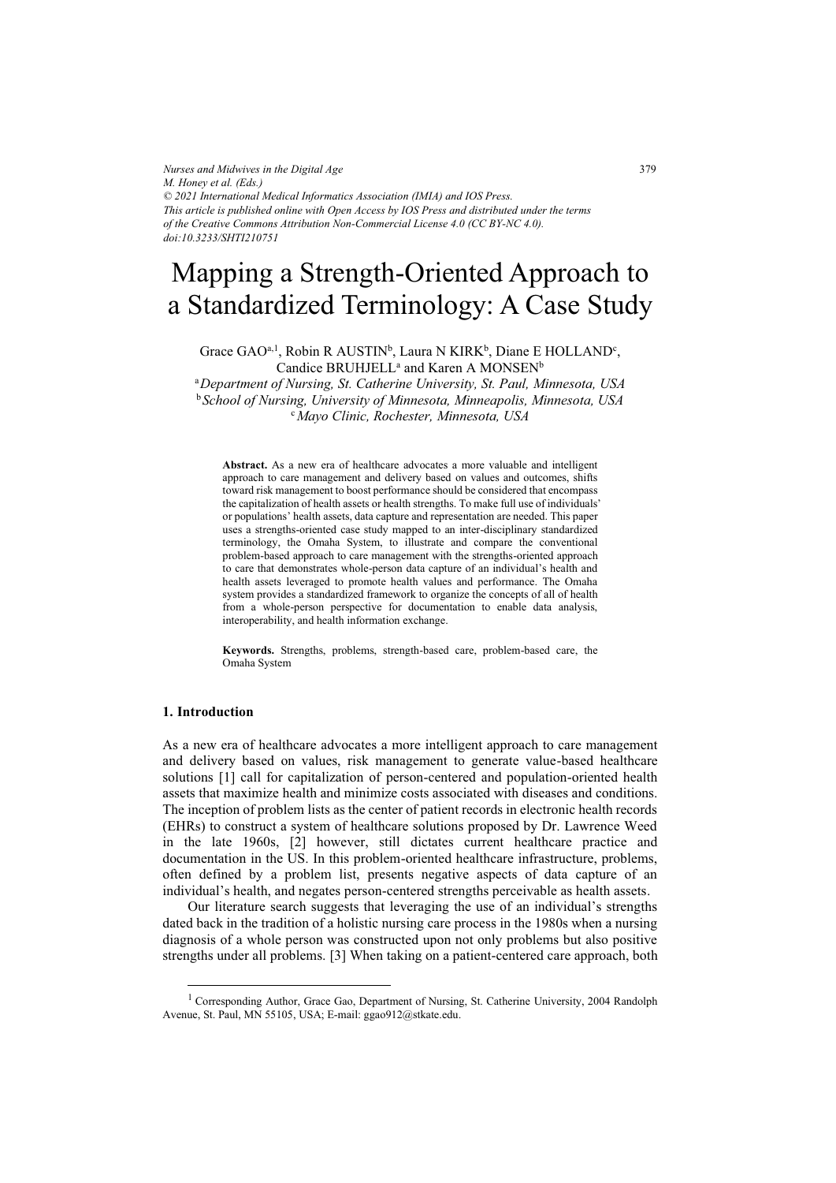# Mapping a Strength-Oriented Approach to a Standardized Terminology: A Case Study

Grace GAO[a,1], Robin R AUSTIN[b], Laura N KIRK[b], Diane E HOLLAND[c], Candice BRUHJELL[a] and Karen A MONSEN[b]

[a] *Department of Nursing, St. Catherine University, St. Paul, Minnesota, USA*
[b] *School of Nursing, University of Minnesota, Minneapolis, Minnesota, USA*
[c] *Mayo Clinic, Rochester, Minnesota, USA*

*Nurses and Midwives in the Digital Age*
*M. Honey et al. (Eds.)*
*© 2021 International Medical Informatics Association (IMIA) and IOS Press.*
*This article is published online with Open Access by IOS Press and distributed under the terms of the Creative Commons Attribution Non-Commercial License 4.0 (CC BY-NC 4.0).*
*doi:10.3233/SHTI210751*

**Abstract.** As a new era of healthcare advocates a more valuable and intelligent approach to care management and delivery based on values and outcomes, shifts toward risk management to boost performance should be considered that encompass the capitalization of health assets or health strengths. To make full use of individuals' or populations' health assets, data capture and representation are needed. This paper uses a strengths-oriented case study mapped to an inter-disciplinary standardized terminology, the Omaha System, to illustrate and compare the conventional problem-based approach to care management with the strengths-oriented approach to care that demonstrates whole-person data capture of an individual's health and health assets leveraged to promote health values and performance. The Omaha system provides a standardized framework to organize the concepts of all of health from a whole-person perspective for documentation to enable data analysis, interoperability, and health information exchange.

**Keywords.** Strengths, problems, strength-based care, problem-based care, the Omaha System

## 1. Introduction

As a new era of healthcare advocates a more intelligent approach to care management and delivery based on values, risk management to generate value-based healthcare solutions [1] call for capitalization of person-centered and population-oriented health assets that maximize health and minimize costs associated with diseases and conditions. The inception of problem lists as the center of patient records in electronic health records (EHRs) to construct a system of healthcare solutions proposed by Dr. Lawrence Weed in the late 1960s, [2] however, still dictates current healthcare practice and documentation in the US. In this problem-oriented healthcare infrastructure, problems, often defined by a problem list, presents negative aspects of data capture of an individual's health, and negates person-centered strengths perceivable as health assets.

Our literature search suggests that leveraging the use of an individual's strengths dated back in the tradition of a holistic nursing care process in the 1980s when a nursing diagnosis of a whole person was constructed upon not only problems but also positive strengths under all problems. [3] When taking on a patient-centered care approach, both

[1] Corresponding Author, Grace Gao, Department of Nursing, St. Catherine University, 2004 Randolph Avenue, St. Paul, MN 55105, USA; E-mail: ggao912@stkate.edu.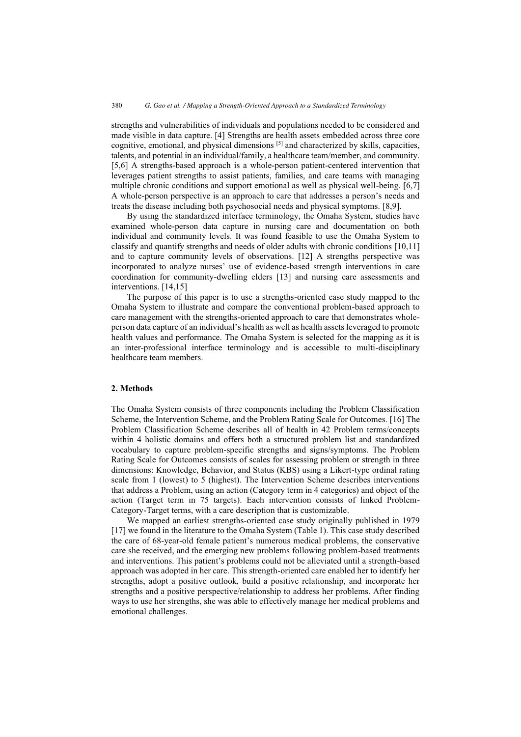strengths and vulnerabilities of individuals and populations needed to be considered and made visible in data capture. [4] Strengths are health assets embedded across three core cognitive, emotional, and physical dimensions [5] and characterized by skills, capacities, talents, and potential in an individual/family, a healthcare team/member, and community. [5,6] A strengths-based approach is a whole-person patient-centered intervention that leverages patient strengths to assist patients, families, and care teams with managing multiple chronic conditions and support emotional as well as physical well-being. [6,7] A whole-person perspective is an approach to care that addresses a person's needs and treats the disease including both psychosocial needs and physical symptoms. [8,9].

By using the standardized interface terminology, the Omaha System, studies have examined whole-person data capture in nursing care and documentation on both individual and community levels. It was found feasible to use the Omaha System to classify and quantify strengths and needs of older adults with chronic conditions [10,11] and to capture community levels of observations. [12] A strengths perspective was incorporated to analyze nurses' use of evidence-based strength interventions in care coordination for community-dwelling elders [13] and nursing care assessments and interventions. [14,15]

The purpose of this paper is to use a strengths-oriented case study mapped to the Omaha System to illustrate and compare the conventional problem-based approach to care management with the strengths-oriented approach to care that demonstrates whole-person data capture of an individual's health as well as health assets leveraged to promote health values and performance. The Omaha System is selected for the mapping as it is an inter-professional interface terminology and is accessible to multi-disciplinary healthcare team members.

## 2. Methods

The Omaha System consists of three components including the Problem Classification Scheme, the Intervention Scheme, and the Problem Rating Scale for Outcomes. [16] The Problem Classification Scheme describes all of health in 42 Problem terms/concepts within 4 holistic domains and offers both a structured problem list and standardized vocabulary to capture problem-specific strengths and signs/symptoms. The Problem Rating Scale for Outcomes consists of scales for assessing problem or strength in three dimensions: Knowledge, Behavior, and Status (KBS) using a Likert-type ordinal rating scale from 1 (lowest) to 5 (highest). The Intervention Scheme describes interventions that address a Problem, using an action (Category term in 4 categories) and object of the action (Target term in 75 targets). Each intervention consists of linked Problem-Category-Target terms, with a care description that is customizable.

We mapped an earliest strengths-oriented case study originally published in 1979 [17] we found in the literature to the Omaha System (Table 1). This case study described the care of 68-year-old female patient's numerous medical problems, the conservative care she received, and the emerging new problems following problem-based treatments and interventions. This patient's problems could not be alleviated until a strength-based approach was adopted in her care. This strength-oriented care enabled her to identify her strengths, adopt a positive outlook, build a positive relationship, and incorporate her strengths and a positive perspective/relationship to address her problems. After finding ways to use her strengths, she was able to effectively manage her medical problems and emotional challenges.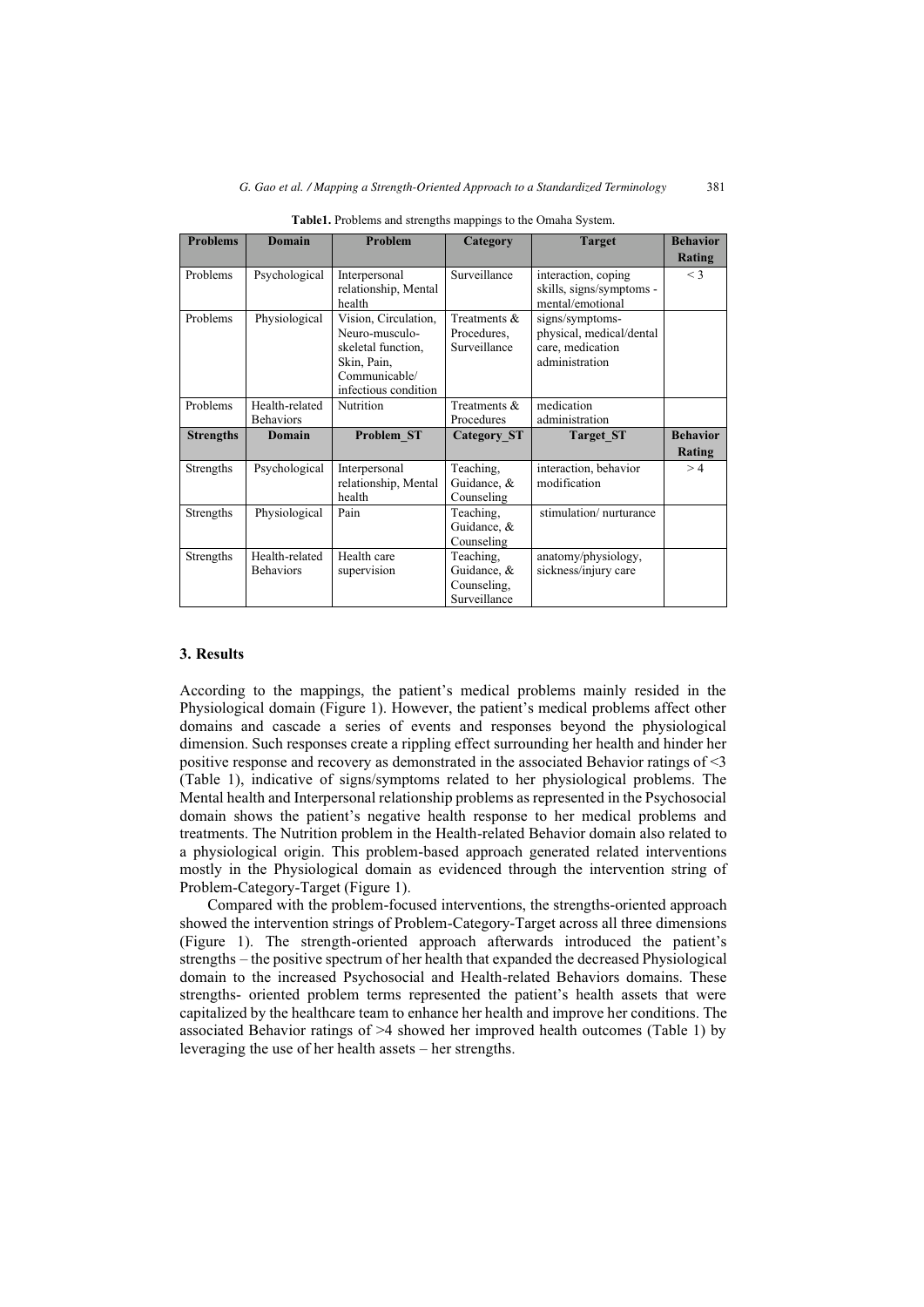**Table1.** Problems and strengths mappings to the Omaha System.

| Problems | Domain | Problem | Category | Target | Behavior Rating |
|---|---|---|---|---|---|
| Problems | Psychological | Interpersonal relationship, Mental health | Surveillance | interaction, coping skills, signs/symptoms - mental/emotional | < 3 |
| Problems | Physiological | Vision, Circulation, Neuro-musculo-skeletal function, Skin, Pain, Communicable/ infectious condition | Treatments & Procedures, Surveillance | signs/symptoms- physical, medical/dental care, medication administration | |
| Problems | Health-related Behaviors | Nutrition | Treatments & Procedures | medication administration | |
| **Strengths** | **Domain** | **Problem_ST** | **Category_ST** | **Target_ST** | **Behavior Rating** |
| Strengths | Psychological | Interpersonal relationship, Mental health | Teaching, Guidance, & Counseling | interaction, behavior modification | > 4 |
| Strengths | Physiological | Pain | Teaching, Guidance, & Counseling | stimulation/ nurturance | |
| Strengths | Health-related Behaviors | Health care supervision | Teaching, Guidance, & Counseling, Surveillance | anatomy/physiology, sickness/injury care | |

## 3. Results

According to the mappings, the patient's medical problems mainly resided in the Physiological domain (Figure 1). However, the patient's medical problems affect other domains and cascade a series of events and responses beyond the physiological dimension. Such responses create a rippling effect surrounding her health and hinder her positive response and recovery as demonstrated in the associated Behavior ratings of <3 (Table 1), indicative of signs/symptoms related to her physiological problems. The Mental health and Interpersonal relationship problems as represented in the Psychosocial domain shows the patient's negative health response to her medical problems and treatments. The Nutrition problem in the Health-related Behavior domain also related to a physiological origin. This problem-based approach generated related interventions mostly in the Physiological domain as evidenced through the intervention string of Problem-Category-Target (Figure 1).

Compared with the problem-focused interventions, the strengths-oriented approach showed the intervention strings of Problem-Category-Target across all three dimensions (Figure 1). The strength-oriented approach afterwards introduced the patient's strengths – the positive spectrum of her health that expanded the decreased Physiological domain to the increased Psychosocial and Health-related Behaviors domains. These strengths- oriented problem terms represented the patient's health assets that were capitalized by the healthcare team to enhance her health and improve her conditions. The associated Behavior ratings of >4 showed her improved health outcomes (Table 1) by leveraging the use of her health assets – her strengths.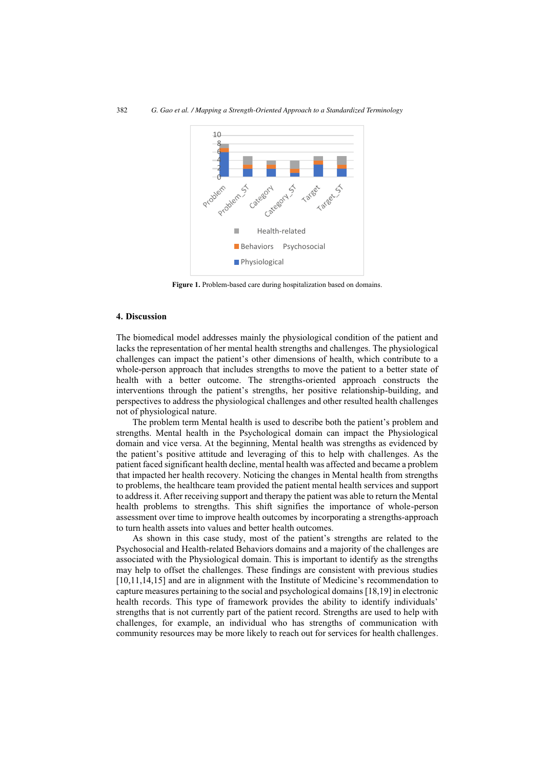**Figure 1.** Problem-based care during hospitalization based on domains.

## 4. Discussion

The biomedical model addresses mainly the physiological condition of the patient and lacks the representation of her mental health strengths and challenges. The physiological challenges can impact the patient's other dimensions of health, which contribute to a whole-person approach that includes strengths to move the patient to a better state of health with a better outcome. The strengths-oriented approach constructs the interventions through the patient's strengths, her positive relationship-building, and perspectives to address the physiological challenges and other resulted health challenges not of physiological nature.

The problem term Mental health is used to describe both the patient's problem and strengths. Mental health in the Psychological domain can impact the Physiological domain and vice versa. At the beginning, Mental health was strengths as evidenced by the patient's positive attitude and leveraging of this to help with challenges. As the patient faced significant health decline, mental health was affected and became a problem that impacted her health recovery. Noticing the changes in Mental health from strengths to problems, the healthcare team provided the patient mental health services and support to address it. After receiving support and therapy the patient was able to return the Mental health problems to strengths. This shift signifies the importance of whole-person assessment over time to improve health outcomes by incorporating a strengths-approach to turn health assets into values and better health outcomes.

As shown in this case study, most of the patient's strengths are related to the Psychosocial and Health-related Behaviors domains and a majority of the challenges are associated with the Physiological domain. This is important to identify as the strengths may help to offset the challenges. These findings are consistent with previous studies [10,11,14,15] and are in alignment with the Institute of Medicine's recommendation to capture measures pertaining to the social and psychological domains [18,19] in electronic health records. This type of framework provides the ability to identify individuals' strengths that is not currently part of the patient record. Strengths are used to help with challenges, for example, an individual who has strengths of communication with community resources may be more likely to reach out for services for health challenges.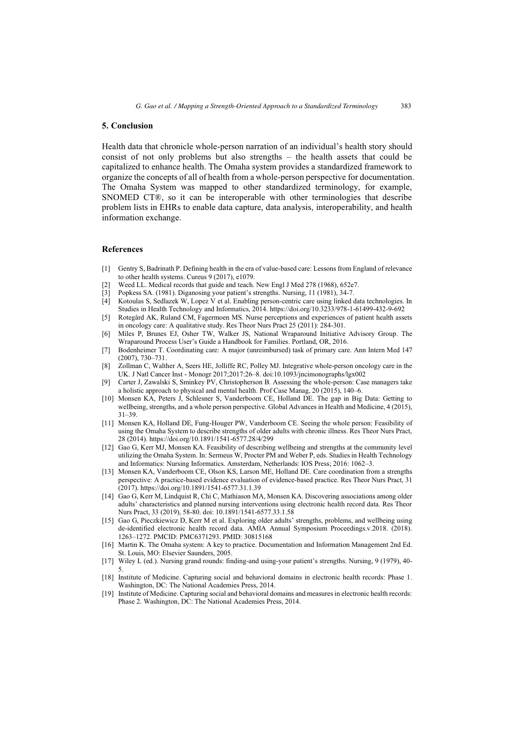## 5. Conclusion

Health data that chronicle whole-person narration of an individual's health story should consist of not only problems but also strengths – the health assets that could be capitalized to enhance health. The Omaha system provides a standardized framework to organize the concepts of all of health from a whole-person perspective for documentation. The Omaha System was mapped to other standardized terminology, for example, SNOMED CT®, so it can be interoperable with other terminologies that describe problem lists in EHRs to enable data capture, data analysis, interoperability, and health information exchange.

## References

[1] Gentry S, Badrinath P. Defining health in the era of value-based care: Lessons from England of relevance to other health systems. Cureus 9 (2017), e1079.

[2] Weed LL. Medical records that guide and teach. New Engl J Med 278 (1968), 652e7.

[3] Popkess SA. (1981). Diganosing your patient's strengths. Nursing, 11 (1981), 34-7.

[4] Kotoulas S, Sedlazek W, Lopez V et al. Enabling person-centric care using linked data technologies. In Studies in Health Technology and Informatics, 2014. https://doi.org/10.3233/978-1-61499-432-9-692

[5] Rotegård AK, Ruland CM, Fagermoen MS. Nurse perceptions and experiences of patient health assets in oncology care: A qualitative study. Res Theor Nurs Pract 25 (2011): 284-301.

[6] Miles P, Brunes EJ, Osher TW, Walker JS, National Wraparound Initiative Advisory Group. The Wraparound Process User's Guide a Handbook for Families. Portland, OR, 2016.

[7] Bodenheimer T. Coordinating care: A major (unreimbursed) task of primary care. Ann Intern Med 147 (2007), 730–731.

[8] Zollman C, Walther A, Seers HE, Jolliffe RC, Polley MJ. Integrative whole-person oncology care in the UK. J Natl Cancer Inst - Monogr 2017;2017:26–8. doi:10.1093/jncimonographs/lgx002

[9] Carter J, Zawalski S, Sminkey PV, Christopherson B. Assessing the whole-person: Case managers take a holistic approach to physical and mental health. Prof Case Manag, 20 (2015), 140–6.

[10] Monsen KA, Peters J, Schlesner S, Vanderboom CE, Holland DE. The gap in Big Data: Getting to wellbeing, strengths, and a whole person perspective. Global Advances in Health and Medicine, 4 (2015), 31–39.

[11] Monsen KA, Holland DE, Fung-Houger PW, Vanderboom CE. Seeing the whole person: Feasibility of using the Omaha System to describe strengths of older adults with chronic illness. Res Theor Nurs Pract, 28 (2014). https://doi.org/10.1891/1541-6577.28/4/299

[12] Gao G, Kerr MJ, Monsen KA. Feasibility of describing wellbeing and strengths at the community level utilizing the Omaha System. In: Sermeus W, Procter PM and Weber P, eds. Studies in Health Technology and Informatics: Nursing Informatics. Amsterdam, Netherlands: IOS Press; 2016: 1062–3.

[13] Monsen KA, Vanderboom CE, Olson KS, Larson ME, Holland DE. Care coordination from a strengths perspective: A practice-based evidence evaluation of evidence-based practice. Res Theor Nurs Pract, 31 (2017). https://doi.org/10.1891/1541-6577.31.1.39

[14] Gao G, Kerr M, Lindquist R, Chi C, Mathiason MA, Monsen KA. Discovering associations among older adults' characteristics and planned nursing interventions using electronic health record data. Res Theor Nurs Pract, 33 (2019), 58-80. doi: 10.1891/1541-6577.33.1.58

[15] Gao G, Pieczkiewicz D, Kerr M et al. Exploring older adults' strengths, problems, and wellbeing using de-identified electronic health record data. AMIA Annual Symposium Proceedings.v.2018. (2018). 1263–1272. PMCID: PMC6371293. PMID: 30815168

[16] Martin K. The Omaha system: A key to practice. Documentation and Information Management 2nd Ed. St. Louis, MO: Elsevier Saunders, 2005.

[17] Wiley L (ed.). Nursing grand rounds: finding-and using-your patient's strengths. Nursing, 9 (1979), 40-5.

[18] Institute of Medicine. Capturing social and behavioral domains in electronic health records: Phase 1. Washington, DC: The National Academies Press, 2014.

[19] Institute of Medicine. Capturing social and behavioral domains and measures in electronic health records: Phase 2. Washington, DC: The National Academies Press, 2014.